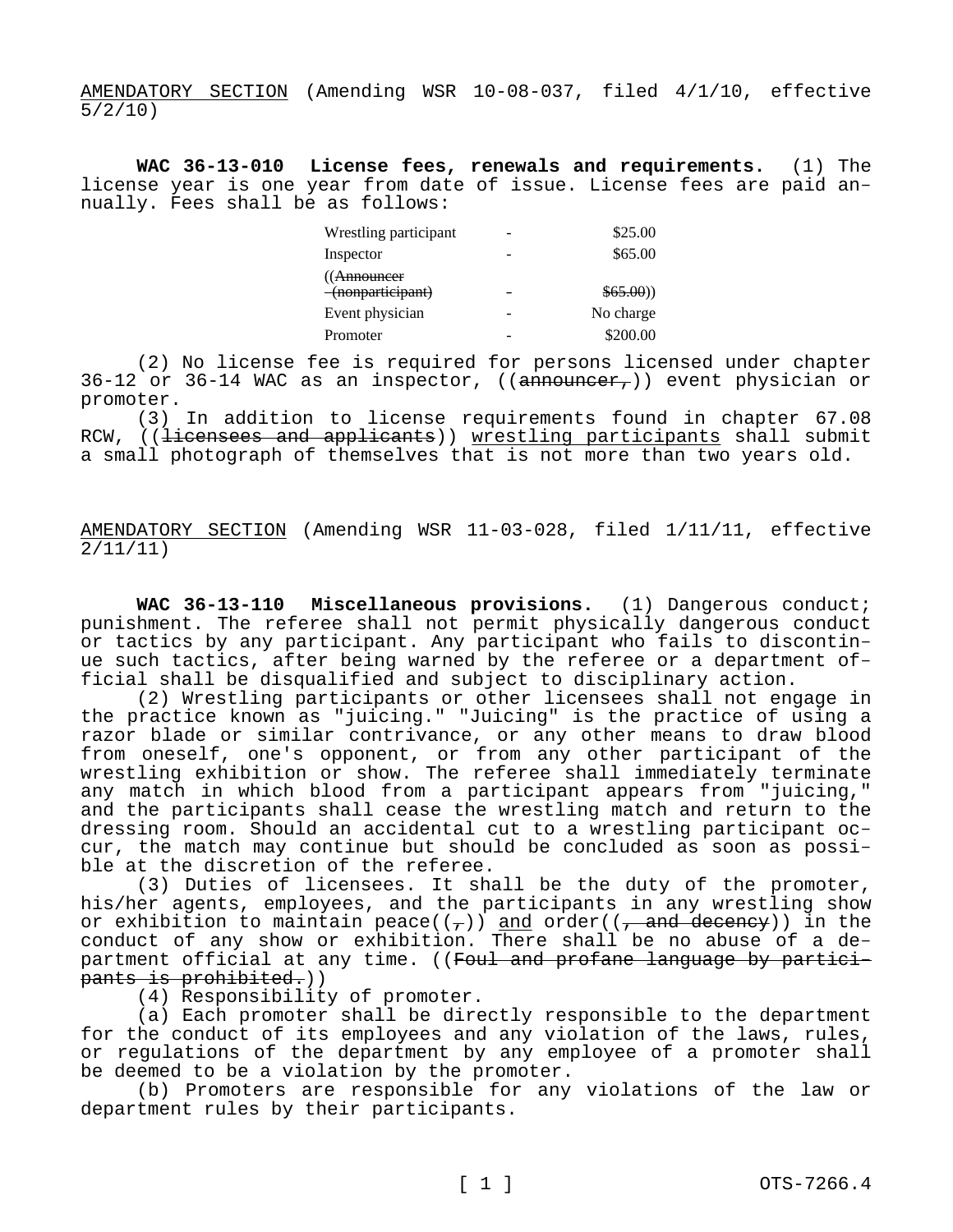AMENDATORY SECTION (Amending WSR 10-08-037, filed 4/1/10, effective 5/2/10)

**WAC 36-13-010 License fees, renewals and requirements.** (1) The license year is one year from date of issue. License fees are paid annually. Fees shall be as follows:

| | | |
|---|---|---|
| Wrestling participant | - | \$25.00 |
| Inspector | - | \$65.00 |
| ((~~Announcer (nonparticipant)~~ | - | ~~\$65.00~~)) |
| Event physician | - | No charge |
| Promoter | - | \$200.00 |

(2) No license fee is required for persons licensed under chapter 36-12 or 36-14 WAC as an inspector, ((~~announcer,~~)) event physician or promoter.

(3) In addition to license requirements found in chapter 67.08 RCW, ((~~licensees and applicants~~)) wrestling participants shall submit a small photograph of themselves that is not more than two years old.

AMENDATORY SECTION (Amending WSR 11-03-028, filed 1/11/11, effective 2/11/11)

**WAC 36-13-110 Miscellaneous provisions.** (1) Dangerous conduct; punishment. The referee shall not permit physically dangerous conduct or tactics by any participant. Any participant who fails to discontinue such tactics, after being warned by the referee or a department official shall be disqualified and subject to disciplinary action.

(2) Wrestling participants or other licensees shall not engage in the practice known as "juicing." "Juicing" is the practice of using a razor blade or similar contrivance, or any other means to draw blood from oneself, one's opponent, or from any other participant of the wrestling exhibition or show. The referee shall immediately terminate any match in which blood from a participant appears from "juicing," and the participants shall cease the wrestling match and return to the dressing room. Should an accidental cut to a wrestling participant occur, the match may continue but should be concluded as soon as possible at the discretion of the referee.

(3) Duties of licensees. It shall be the duty of the promoter, his/her agents, employees, and the participants in any wrestling show or exhibition to maintain peace((~~,~~)) and order((~~, and decency~~)) in the conduct of any show or exhibition. There shall be no abuse of a department official at any time. ((~~Foul and profane language by participants is prohibited.~~))

(4) Responsibility of promoter.

(a) Each promoter shall be directly responsible to the department for the conduct of its employees and any violation of the laws, rules, or regulations of the department by any employee of a promoter shall be deemed to be a violation by the promoter.

(b) Promoters are responsible for any violations of the law or department rules by their participants.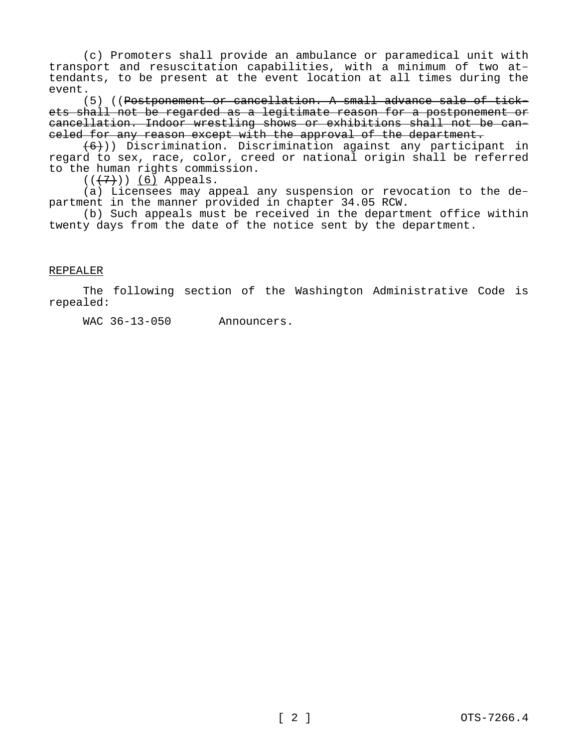(c) Promoters shall provide an ambulance or paramedical unit with transport and resuscitation capabilities, with a minimum of two attendants, to be present at the event location at all times during the event.

(5) ((~~Postponement or cancellation. A small advance sale of tickets shall not be regarded as a legitimate reason for a postponement or cancellation. Indoor wrestling shows or exhibitions shall not be canceled for any reason except with the approval of the department.~~

~~(6)~~)) Discrimination. Discrimination against any participant in regard to sex, race, color, creed or national origin shall be referred to the human rights commission.

((~~(7)~~)) <u>(6)</u> Appeals.

(a) Licensees may appeal any suspension or revocation to the department in the manner provided in chapter 34.05 RCW.

(b) Such appeals must be received in the department office within twenty days from the date of the notice sent by the department.

<u>REPEALER</u>

The following section of the Washington Administrative Code is repealed:

WAC 36-13-050 Announcers.